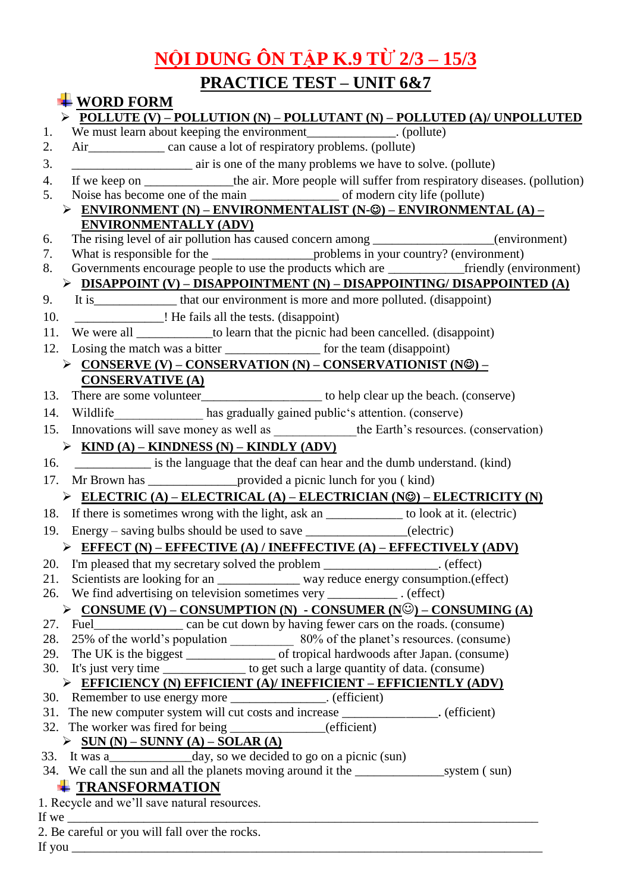# NỘI DUNG ÔN TẬP K.9 TỪ 2/3 – 15/3

## PRACTICE TEST – UNIT 6&7

### WORD FORM

➢ **POLLUTE (V) – POLLUTION (N) – POLLUTANT (N) – POLLUTED (A)/ UNPOLLUTED**

1. We must learn about keeping the environment______________. (pollute)
2. Air____________ can cause a lot of respiratory problems. (pollute)
3. ___________________ air is one of the many problems we have to solve. (pollute)
4. If we keep on ______________the air. More people will suffer from respiratory diseases. (pollution)
5. Noise has become one of the main ______________ of modern city life (pollute)

➢ **ENVIRONMENT (N) – ENVIRONMENTALIST (N-☺) – ENVIRONMENTAL (A) – ENVIRONMENTALLY (ADV)**

6. The rising level of air pollution has caused concern among ___________________(environment)
7. What is responsible for the ________________problems in your country? (environment)
8. Governments encourage people to use the products which are ____________friendly (environment)

➢ **DISAPPOINT (V) – DISAPPOINTMENT (N) – DISAPPOINTING/ DISAPPOINTED (A)**

9. It is_____________ that our environment is more and more polluted. (disappoint)
10. ______________! He fails all the tests. (disappoint)
11. We were all ____________to learn that the picnic had been cancelled. (disappoint)
12. Losing the match was a bitter _______________ for the team (disappoint)

➢ **CONSERVE (V) – CONSERVATION (N) – CONSERVATIONIST (N☺) – CONSERVATIVE (A)**

13. There are some volunteer___________________ to help clear up the beach. (conserve)
14. Wildlife______________ has gradually gained public's attention. (conserve)
15. Innovations will save money as well as _____________the Earth's resources. (conservation)

➢ **KIND (A) – KINDNESS (N) – KINDLY (ADV)**

16. ____________ is the language that the deaf can hear and the dumb understand. (kind)
17. Mr Brown has ______________provided a picnic lunch for you ( kind)

➢ **ELECTRIC (A) – ELECTRICAL (A) – ELECTRICIAN (N☺) – ELECTRICITY (N)**

18. If there is sometimes wrong with the light, ask an ____________ to look at it. (electric)
19. Energy – saving bulbs should be used to save _______________(electric)

➢ **EFFECT (N) – EFFECTIVE (A) / INEFFECTIVE (A) – EFFECTIVELY (ADV)**

20. I'm pleased that my secretary solved the problem _________________. (effect)
21. Scientists are looking for an _____________ way reduce energy consumption.(effect)
26. We find advertising on television sometimes very ___________ . (effect)

➢ **CONSUME (V) – CONSUMPTION (N) - CONSUMER (N☺) – CONSUMING (A)**

27. Fuel______________ can be cut down by having fewer cars on the roads. (consume)
28. 25% of the world's population __________ 80% of the planet's resources. (consume)
29. The UK is the biggest ______________ of tropical hardwoods after Japan. (consume)
30. It's just very time ____________ to get such a large quantity of data. (consume)

➢ **EFFICIENCY (N) EFFICIENT (A)/ INEFFICIENT – EFFICIENTLY (ADV)**

30. Remember to use energy more _______________. (efficient)
31. The new computer system will cut costs and increase _______________. (efficient)
32. The worker was fired for being _______________(efficient)

➢ **SUN (N) – SUNNY (A) – SOLAR (A)**

33. It was a_____________day, so we decided to go on a picnic (sun)
34. We call the sun and all the planets moving around it the ______________system ( sun)

### TRANSFORMATION

1. Recycle and we'll save natural resources.
If we ________________________________________________________________________

2. Be careful or you will fall over the rocks.
If you ________________________________________________________________________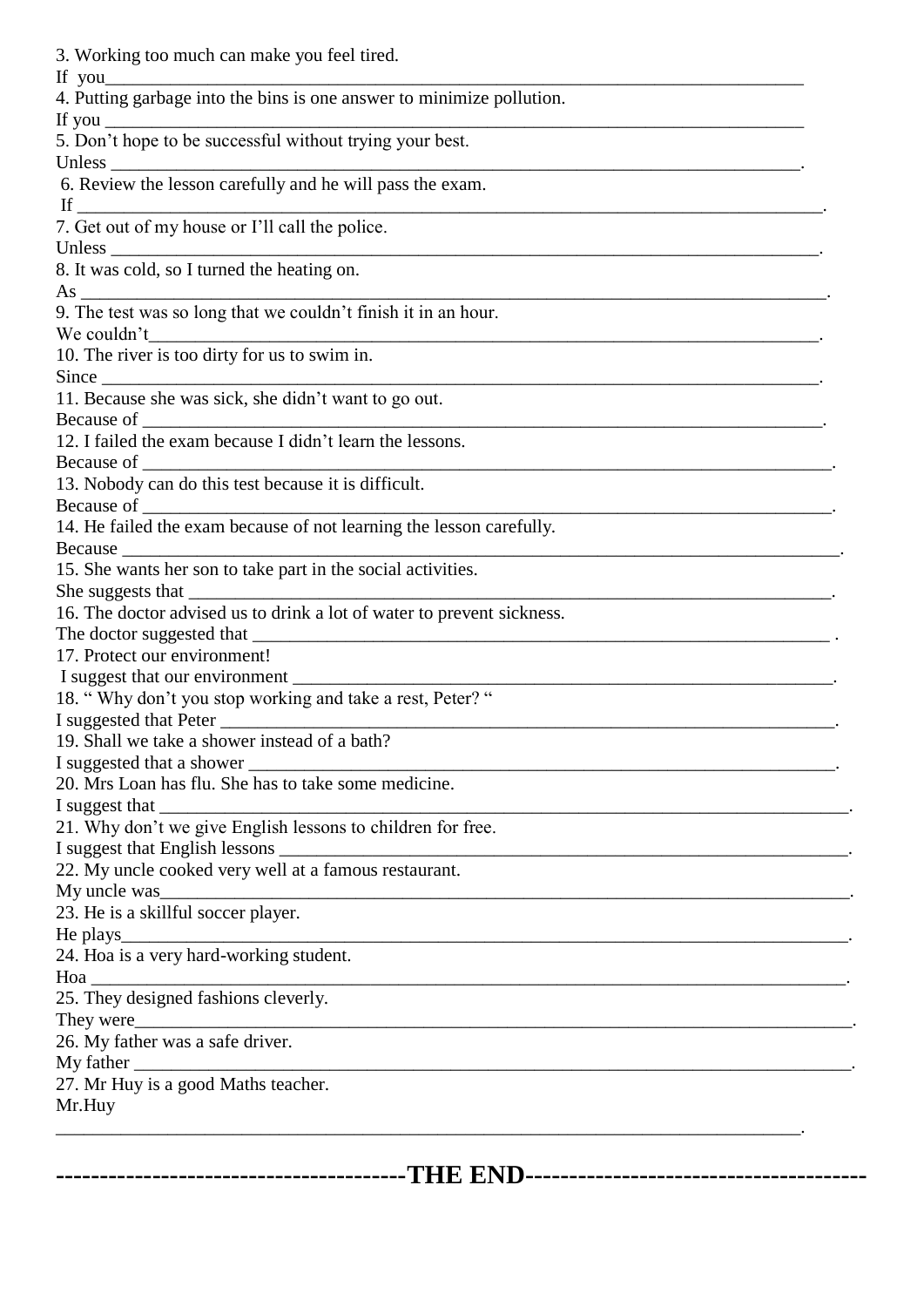3. Working too much can make you feel tired.
If you_______________________________________________________________________________
4. Putting garbage into the bins is one answer to minimize pollution.
If you _______________________________________________________________________________
5. Don't hope to be successful without trying your best.
Unless ______________________________________________________________________________.
6. Review the lesson carefully and he will pass the exam.
If _________________________________________________________________________________.
7. Get out of my house or I'll call the police.
Unless ______________________________________________________________________________.
8. It was cold, so I turned the heating on.
As __________________________________________________________________________________.
9. The test was so long that we couldn't finish it in an hour.
We couldn't__________________________________________________________________________.
10. The river is too dirty for us to swim in.
Since _______________________________________________________________________________.
11. Because she was sick, she didn't want to go out.
Because of ___________________________________________________________________________.
12. I failed the exam because I didn't learn the lessons.
Because of ___________________________________________________________________________.
13. Nobody can do this test because it is difficult.
Because of ___________________________________________________________________________.
14. He failed the exam because of not learning the lesson carefully.
Because ______________________________________________________________________________.
15. She wants her son to take part in the social activities.
She suggests that ______________________________________________________________________.
16. The doctor advised us to drink a lot of water to prevent sickness.
The doctor suggested that ________________________________________________________________ .
17. Protect our environment!
I suggest that our environment _____________________________________________________________.
18. " Why don't you stop working and take a rest, Peter? "
I suggested that Peter ___________________________________________________________________.
19. Shall we take a shower instead of a bath?
I suggested that a shower _________________________________________________________________.
20. Mrs Loan has flu. She has to take some medicine.
I suggest that _________________________________________________________________________.
21. Why don't we give English lessons to children for free.
I suggest that English lessons _____________________________________________________________.
22. My uncle cooked very well at a famous restaurant.
My uncle was__________________________________________________________________________.
23. He is a skillful soccer player.
He plays______________________________________________________________________________.
24. Hoa is a very hard-working student.
Hoa _________________________________________________________________________________.
25. They designed fashions cleverly.
They were_____________________________________________________________________________.
26. My father was a safe driver.
My father _____________________________________________________________________________.
27. Mr Huy is a good Maths teacher.
Mr.Huy
_____________________________________________________________________________________.

**---------------------------------------THE END--------------------------------------**